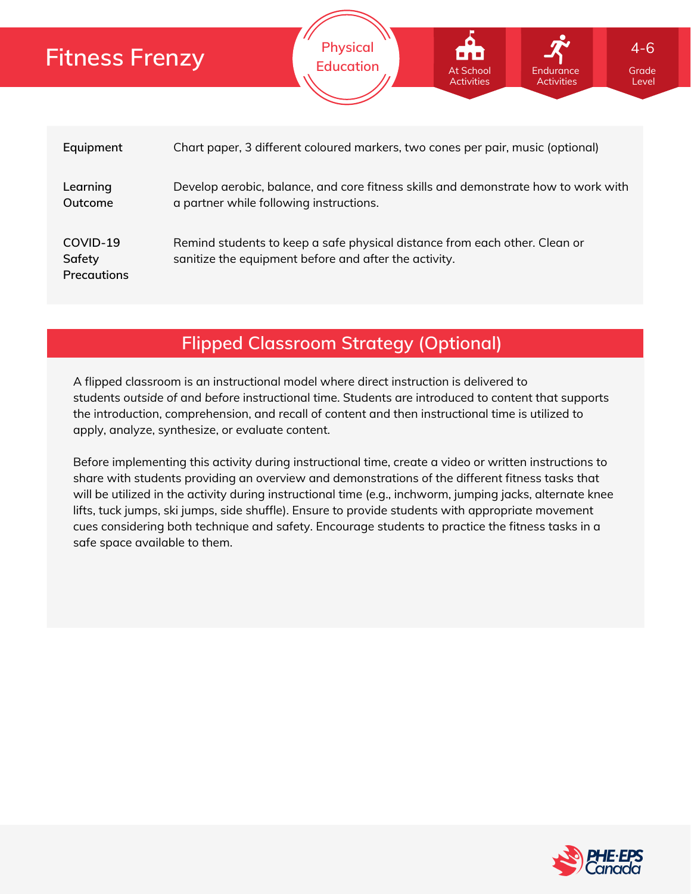# Fitness Frenzy

Physical Education

At School Activities

Endurance Activities

4-6 Grade Level

| | |
|---|---|
| **Equipment** | Chart paper, 3 different coloured markers, two cones per pair, music (optional) |
| **Learning Outcome** | Develop aerobic, balance, and core fitness skills and demonstrate how to work with a partner while following instructions. |
| **COVID-19 Safety Precautions** | Remind students to keep a safe physical distance from each other. Clean or sanitize the equipment before and after the activity. |

## Flipped Classroom Strategy (Optional)

A flipped classroom is an instructional model where direct instruction is delivered to students *outside* of and *before* instructional time. Students are introduced to content that supports the introduction, comprehension, and recall of content and then instructional time is utilized to apply, analyze, synthesize, or evaluate content.

Before implementing this activity during instructional time, create a video or written instructions to share with students providing an overview and demonstrations of the different fitness tasks that will be utilized in the activity during instructional time (e.g., inchworm, jumping jacks, alternate knee lifts, tuck jumps, ski jumps, side shuffle). Ensure to provide students with appropriate movement cues considering both technique and safety. Encourage students to practice the fitness tasks in a safe space available to them.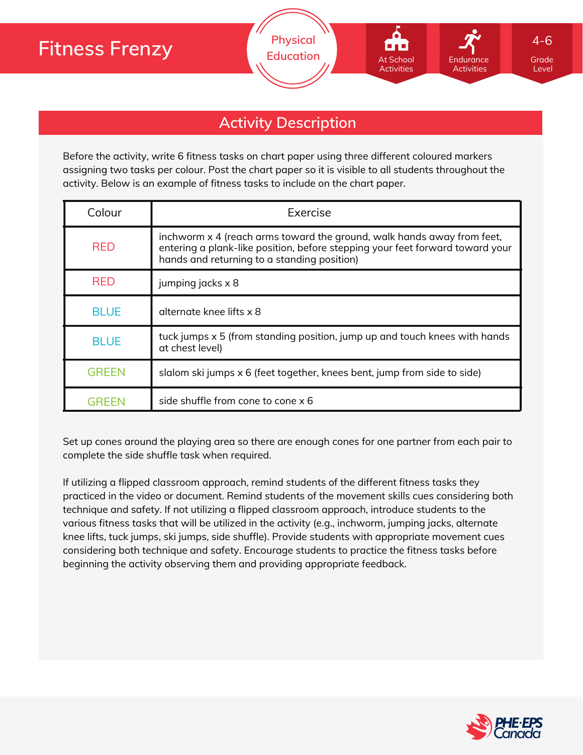## Activity Description

Before the activity, write 6 fitness tasks on chart paper using three different coloured markers assigning two tasks per colour. Post the chart paper so it is visible to all students throughout the activity. Below is an example of fitness tasks to include on the chart paper.

| Colour | Exercise |
|---|---|
| RED | inchworm x 4 (reach arms toward the ground, walk hands away from feet, entering a plank-like position, before stepping your feet forward toward your hands and returning to a standing position) |
| RED | jumping jacks x 8 |
| BLUE | alternate knee lifts x 8 |
| BLUE | tuck jumps x 5 (from standing position, jump up and touch knees with hands at chest level) |
| GREEN | slalom ski jumps x 6 (feet together, knees bent, jump from side to side) |
| GREEN | side shuffle from cone to cone x 6 |

Set up cones around the playing area so there are enough cones for one partner from each pair to complete the side shuffle task when required.

If utilizing a flipped classroom approach, remind students of the different fitness tasks they practiced in the video or document. Remind students of the movement skills cues considering both technique and safety. If not utilizing a flipped classroom approach, introduce students to the various fitness tasks that will be utilized in the activity (e.g., inchworm, jumping jacks, alternate knee lifts, tuck jumps, ski jumps, side shuffle). Provide students with appropriate movement cues considering both technique and safety. Encourage students to practice the fitness tasks before beginning the activity observing them and providing appropriate feedback.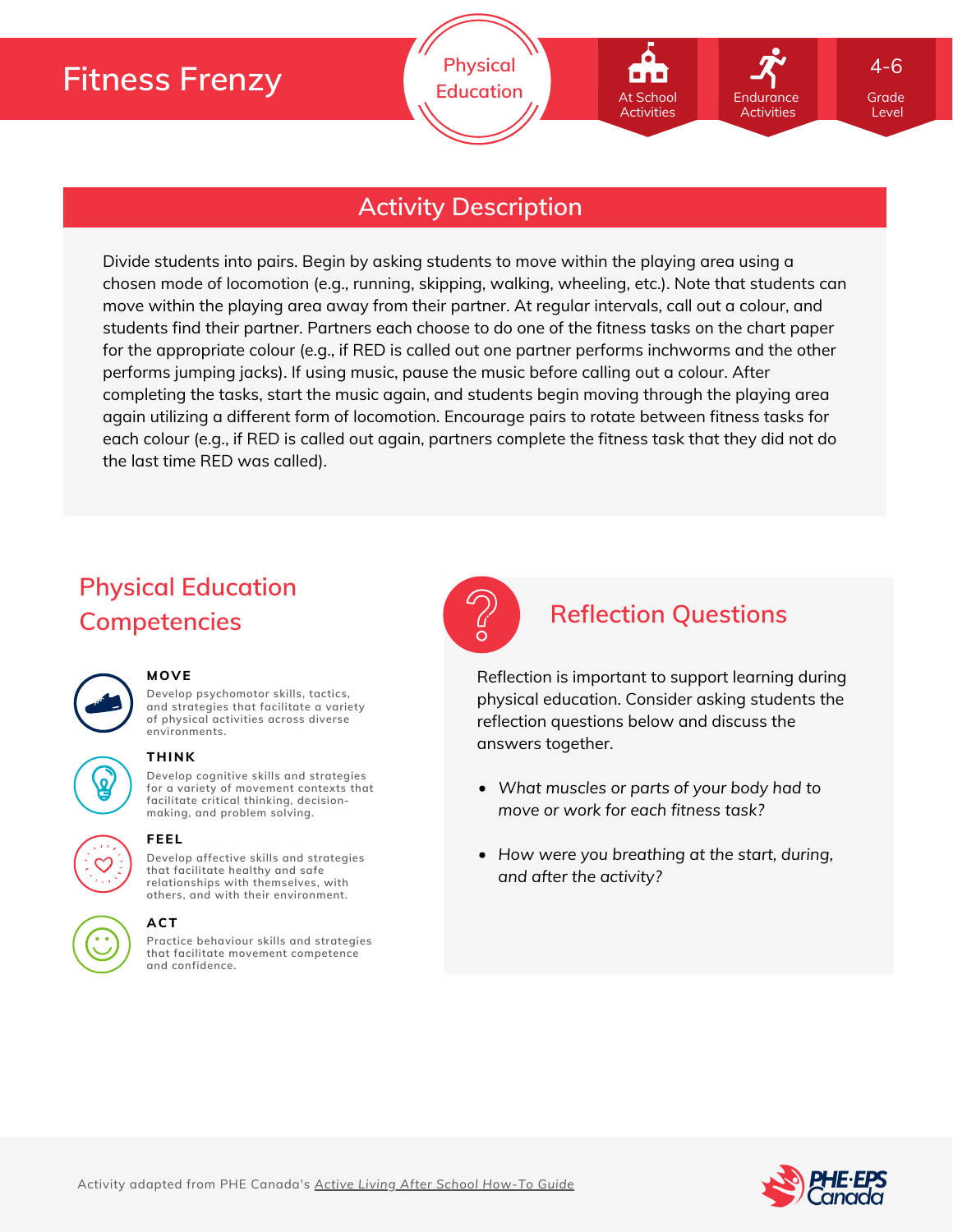# Fitness Frenzy

Physical Education

At School Activities

Endurance Activities

4-6 Grade Level

## Activity Description

Divide students into pairs. Begin by asking students to move within the playing area using a chosen mode of locomotion (e.g., running, skipping, walking, wheeling, etc.). Note that students can move within the playing area away from their partner. At regular intervals, call out a colour, and students find their partner. Partners each choose to do one of the fitness tasks on the chart paper for the appropriate colour (e.g., if RED is called out one partner performs inchworms and the other performs jumping jacks). If using music, pause the music before calling out a colour. After completing the tasks, start the music again, and students begin moving through the playing area again utilizing a different form of locomotion. Encourage pairs to rotate between fitness tasks for each colour (e.g., if RED is called out again, partners complete the fitness task that they did not do the last time RED was called).

## Physical Education Competencies

**MOVE**

Develop psychomotor skills, tactics, and strategies that facilitate a variety of physical activities across diverse environments.

**THINK**

Develop cognitive skills and strategies for a variety of movement contexts that facilitate critical thinking, decision-making, and problem solving.

**FEEL**

Develop affective skills and strategies that facilitate healthy and safe relationships with themselves, with others, and with their environment.

**ACT**

Practice behaviour skills and strategies that facilitate movement competence and confidence.

## Reflection Questions

Reflection is important to support learning during physical education. Consider asking students the reflection questions below and discuss the answers together.

- *What muscles or parts of your body had to move or work for each fitness task?*
- *How were you breathing at the start, during, and after the activity?*

Activity adapted from PHE Canada's Active Living After School How-To Guide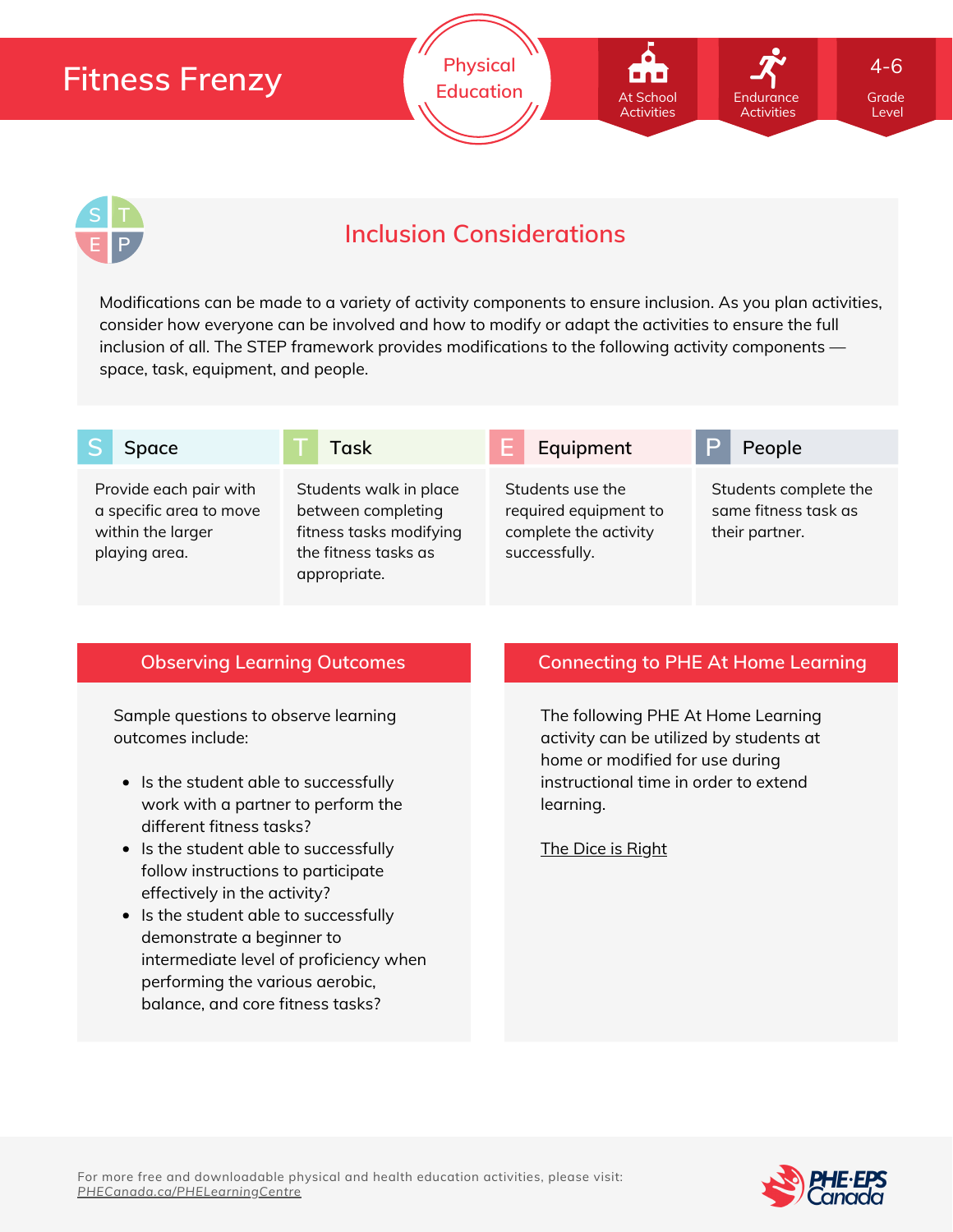# Fitness Frenzy

Physical Education

At School Activities | Endurance Activities | 4-6 Grade Level

## Inclusion Considerations

Modifications can be made to a variety of activity components to ensure inclusion. As you plan activities, consider how everyone can be involved and how to modify or adapt the activities to ensure the full inclusion of all. The STEP framework provides modifications to the following activity components — space, task, equipment, and people.

| S Space | T Task | E Equipment | P People |
|---|---|---|---|
| Provide each pair with a specific area to move within the larger playing area. | Students walk in place between completing fitness tasks modifying the fitness tasks as appropriate. | Students use the required equipment to complete the activity successfully. | Students complete the same fitness task as their partner. |

## Observing Learning Outcomes

Sample questions to observe learning outcomes include:

- Is the student able to successfully work with a partner to perform the different fitness tasks?
- Is the student able to successfully follow instructions to participate effectively in the activity?
- Is the student able to successfully demonstrate a beginner to intermediate level of proficiency when performing the various aerobic, balance, and core fitness tasks?

## Connecting to PHE At Home Learning

The following PHE At Home Learning activity can be utilized by students at home or modified for use during instructional time in order to extend learning.

The Dice is Right

For more free and downloadable physical and health education activities, please visit: PHECanada.ca/PHELearningCentre